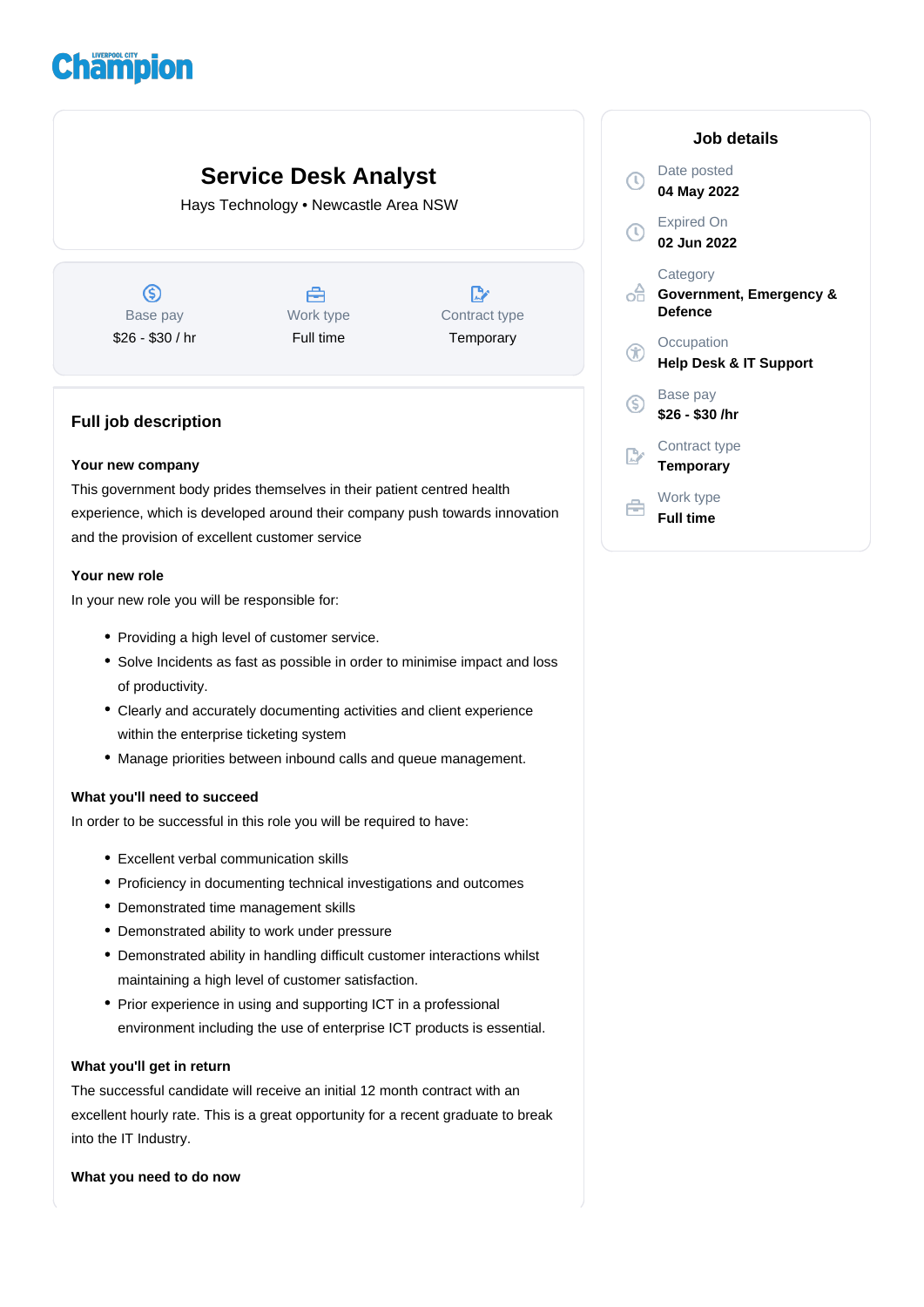Liverpool City **Champion**

# Service Desk Analyst

Hays Technology • Newcastle Area NSW

| Base pay | Work type | Contract type |
|---|---|---|
| $26 - $30 / hr | Full time | Temporary |

## Job details

Date posted
**04 May 2022**

Expired On
**02 Jun 2022**

Category
**Government, Emergency & Defence**

Occupation
**Help Desk & IT Support**

Base pay
**$26 - $30 /hr**

Contract type
**Temporary**

Work type
**Full time**

## Full job description

**Your new company**

This government body prides themselves in their patient centred health experience, which is developed around their company push towards innovation and the provision of excellent customer service

**Your new role**

In your new role you will be responsible for:

- Providing a high level of customer service.
- Solve Incidents as fast as possible in order to minimise impact and loss of productivity.
- Clearly and accurately documenting activities and client experience within the enterprise ticketing system
- Manage priorities between inbound calls and queue management.

**What you'll need to succeed**

In order to be successful in this role you will be required to have:

- Excellent verbal communication skills
- Proficiency in documenting technical investigations and outcomes
- Demonstrated time management skills
- Demonstrated ability to work under pressure
- Demonstrated ability in handling difficult customer interactions whilst maintaining a high level of customer satisfaction.
- Prior experience in using and supporting ICT in a professional environment including the use of enterprise ICT products is essential.

**What you'll get in return**

The successful candidate will receive an initial 12 month contract with an excellent hourly rate. This is a great opportunity for a recent graduate to break into the IT Industry.

**What you need to do now**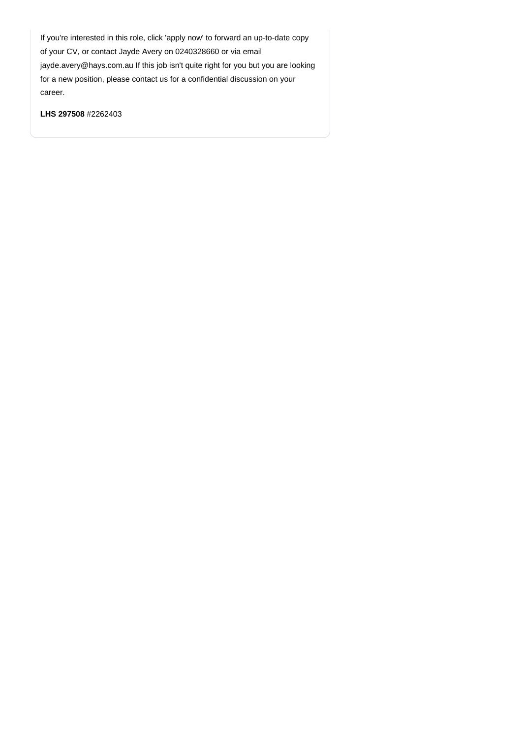If you're interested in this role, click 'apply now' to forward an up-to-date copy of your CV, or contact Jayde Avery on 0240328660 or via email jayde.avery@hays.com.au If this job isn't quite right for you but you are looking for a new position, please contact us for a confidential discussion on your career.

**LHS 297508** #2262403